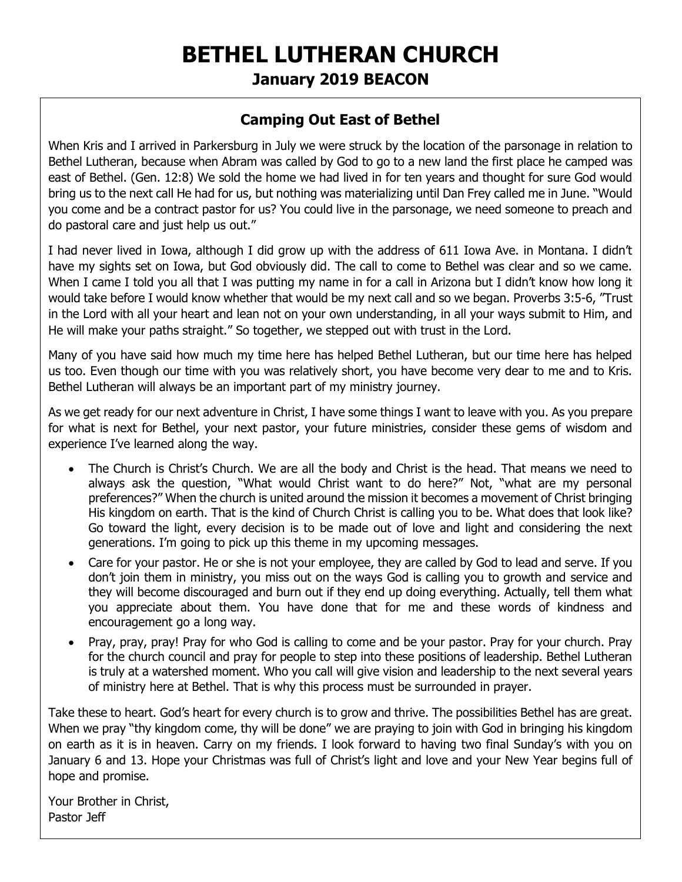# BETHEL LUTHERAN CHURCH

## January 2019 BEACON

### Camping Out East of Bethel

When Kris and I arrived in Parkersburg in July we were struck by the location of the parsonage in relation to Bethel Lutheran, because when Abram was called by God to go to a new land the first place he camped was east of Bethel. (Gen. 12:8) We sold the home we had lived in for ten years and thought for sure God would bring us to the next call He had for us, but nothing was materializing until Dan Frey called me in June. "Would you come and be a contract pastor for us? You could live in the parsonage, we need someone to preach and do pastoral care and just help us out."

I had never lived in Iowa, although I did grow up with the address of 611 Iowa Ave. in Montana. I didn't have my sights set on Iowa, but God obviously did. The call to come to Bethel was clear and so we came. When I came I told you all that I was putting my name in for a call in Arizona but I didn't know how long it would take before I would know whether that would be my next call and so we began. Proverbs 3:5-6, "Trust in the Lord with all your heart and lean not on your own understanding, in all your ways submit to Him, and He will make your paths straight." So together, we stepped out with trust in the Lord.

Many of you have said how much my time here has helped Bethel Lutheran, but our time here has helped us too. Even though our time with you was relatively short, you have become very dear to me and to Kris. Bethel Lutheran will always be an important part of my ministry journey.

As we get ready for our next adventure in Christ, I have some things I want to leave with you. As you prepare for what is next for Bethel, your next pastor, your future ministries, consider these gems of wisdom and experience I've learned along the way.

- The Church is Christ's Church. We are all the body and Christ is the head. That means we need to always ask the question, "What would Christ want to do here?" Not, "what are my personal preferences?" When the church is united around the mission it becomes a movement of Christ bringing His kingdom on earth. That is the kind of Church Christ is calling you to be. What does that look like? Go toward the light, every decision is to be made out of love and light and considering the next generations. I'm going to pick up this theme in my upcoming messages.
- Care for your pastor. He or she is not your employee, they are called by God to lead and serve. If you don't join them in ministry, you miss out on the ways God is calling you to growth and service and they will become discouraged and burn out if they end up doing everything. Actually, tell them what you appreciate about them. You have done that for me and these words of kindness and encouragement go a long way.
- Pray, pray, pray! Pray for who God is calling to come and be your pastor. Pray for your church. Pray for the church council and pray for people to step into these positions of leadership. Bethel Lutheran is truly at a watershed moment. Who you call will give vision and leadership to the next several years of ministry here at Bethel. That is why this process must be surrounded in prayer.

Take these to heart. God's heart for every church is to grow and thrive. The possibilities Bethel has are great. When we pray "thy kingdom come, thy will be done" we are praying to join with God in bringing his kingdom on earth as it is in heaven. Carry on my friends. I look forward to having two final Sunday's with you on January 6 and 13. Hope your Christmas was full of Christ's light and love and your New Year begins full of hope and promise.

Your Brother in Christ,  
Pastor Jeff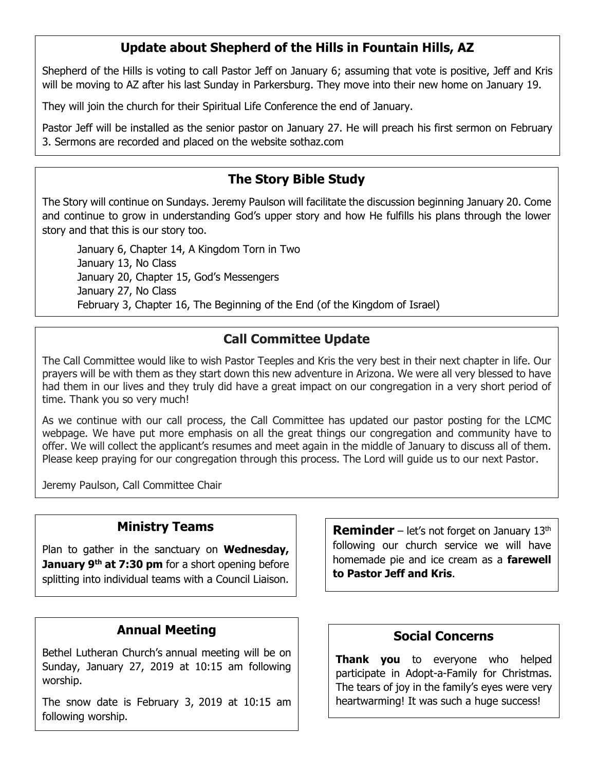## Update about Shepherd of the Hills in Fountain Hills, AZ

Shepherd of the Hills is voting to call Pastor Jeff on January 6; assuming that vote is positive, Jeff and Kris will be moving to AZ after his last Sunday in Parkersburg. They move into their new home on January 19.

They will join the church for their Spiritual Life Conference the end of January.

Pastor Jeff will be installed as the senior pastor on January 27. He will preach his first sermon on February 3. Sermons are recorded and placed on the website sothaz.com

## The Story Bible Study

The Story will continue on Sundays. Jeremy Paulson will facilitate the discussion beginning January 20. Come and continue to grow in understanding God's upper story and how He fulfills his plans through the lower story and that this is our story too.

January 6, Chapter 14, A Kingdom Torn in Two
January 13, No Class
January 20, Chapter 15, God's Messengers
January 27, No Class
February 3, Chapter 16, The Beginning of the End (of the Kingdom of Israel)

## Call Committee Update

The Call Committee would like to wish Pastor Teeples and Kris the very best in their next chapter in life. Our prayers will be with them as they start down this new adventure in Arizona. We were all very blessed to have had them in our lives and they truly did have a great impact on our congregation in a very short period of time. Thank you so very much!

As we continue with our call process, the Call Committee has updated our pastor posting for the LCMC webpage. We have put more emphasis on all the great things our congregation and community have to offer. We will collect the applicant's resumes and meet again in the middle of January to discuss all of them. Please keep praying for our congregation through this process. The Lord will guide us to our next Pastor.

Jeremy Paulson, Call Committee Chair

## Ministry Teams

Plan to gather in the sanctuary on **Wednesday, January 9th at 7:30 pm** for a short opening before splitting into individual teams with a Council Liaison.

**Reminder** – let's not forget on January 13th following our church service we will have homemade pie and ice cream as a **farewell to Pastor Jeff and Kris**.

## Annual Meeting

Bethel Lutheran Church's annual meeting will be on Sunday, January 27, 2019 at 10:15 am following worship.

The snow date is February 3, 2019 at 10:15 am following worship.

## Social Concerns

**Thank you** to everyone who helped participate in Adopt-a-Family for Christmas. The tears of joy in the family's eyes were very heartwarming! It was such a huge success!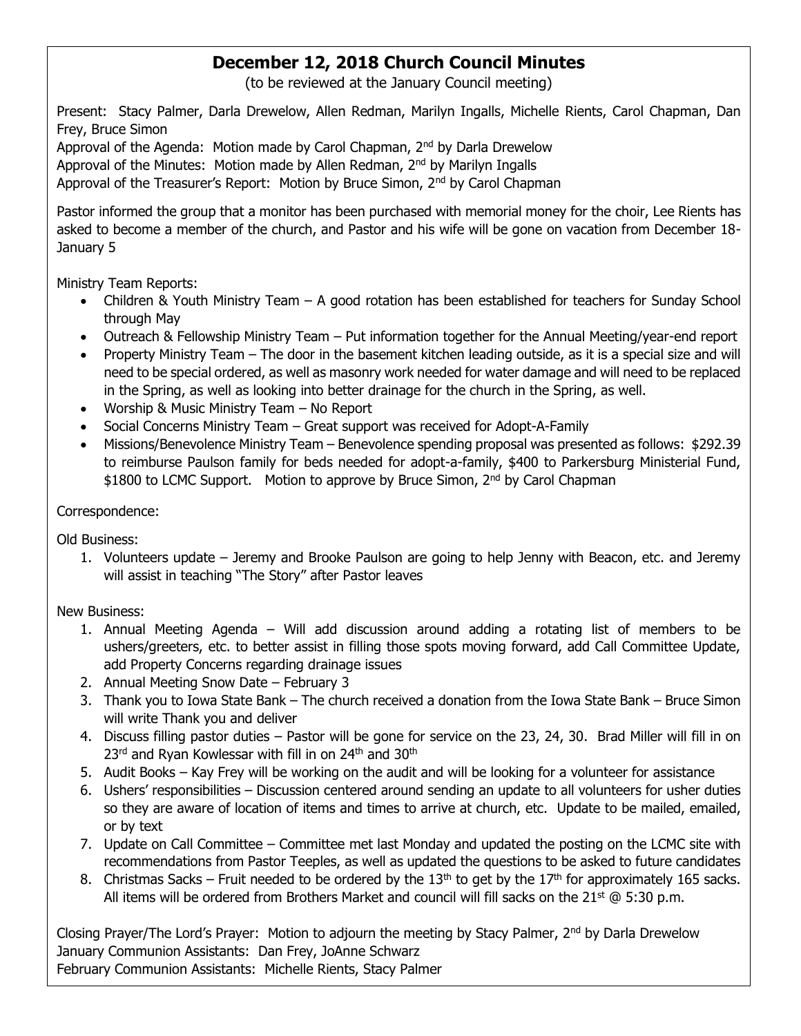## December 12, 2018 Church Council Minutes

(to be reviewed at the January Council meeting)

Present: Stacy Palmer, Darla Drewelow, Allen Redman, Marilyn Ingalls, Michelle Rients, Carol Chapman, Dan Frey, Bruce Simon

Approval of the Agenda: Motion made by Carol Chapman, 2nd by Darla Drewelow

Approval of the Minutes: Motion made by Allen Redman, 2nd by Marilyn Ingalls

Approval of the Treasurer's Report: Motion by Bruce Simon, 2nd by Carol Chapman

Pastor informed the group that a monitor has been purchased with memorial money for the choir, Lee Rients has asked to become a member of the church, and Pastor and his wife will be gone on vacation from December 18-January 5

Ministry Team Reports:

- Children & Youth Ministry Team – A good rotation has been established for teachers for Sunday School through May
- Outreach & Fellowship Ministry Team – Put information together for the Annual Meeting/year-end report
- Property Ministry Team – The door in the basement kitchen leading outside, as it is a special size and will need to be special ordered, as well as masonry work needed for water damage and will need to be replaced in the Spring, as well as looking into better drainage for the church in the Spring, as well.
- Worship & Music Ministry Team – No Report
- Social Concerns Ministry Team – Great support was received for Adopt-A-Family
- Missions/Benevolence Ministry Team – Benevolence spending proposal was presented as follows: $292.39 to reimburse Paulson family for beds needed for adopt-a-family, $400 to Parkersburg Ministerial Fund, $1800 to LCMC Support. Motion to approve by Bruce Simon, 2nd by Carol Chapman

Correspondence:

Old Business:

1. Volunteers update – Jeremy and Brooke Paulson are going to help Jenny with Beacon, etc. and Jeremy will assist in teaching "The Story" after Pastor leaves

New Business:

1. Annual Meeting Agenda – Will add discussion around adding a rotating list of members to be ushers/greeters, etc. to better assist in filling those spots moving forward, add Call Committee Update, add Property Concerns regarding drainage issues
2. Annual Meeting Snow Date – February 3
3. Thank you to Iowa State Bank – The church received a donation from the Iowa State Bank – Bruce Simon will write Thank you and deliver
4. Discuss filling pastor duties – Pastor will be gone for service on the 23, 24, 30. Brad Miller will fill in on 23rd and Ryan Kowlessar with fill in on 24th and 30th
5. Audit Books – Kay Frey will be working on the audit and will be looking for a volunteer for assistance
6. Ushers' responsibilities – Discussion centered around sending an update to all volunteers for usher duties so they are aware of location of items and times to arrive at church, etc. Update to be mailed, emailed, or by text
7. Update on Call Committee – Committee met last Monday and updated the posting on the LCMC site with recommendations from Pastor Teeples, as well as updated the questions to be asked to future candidates
8. Christmas Sacks – Fruit needed to be ordered by the 13th to get by the 17th for approximately 165 sacks. All items will be ordered from Brothers Market and council will fill sacks on the 21st @ 5:30 p.m.

Closing Prayer/The Lord's Prayer: Motion to adjourn the meeting by Stacy Palmer, 2nd by Darla Drewelow

January Communion Assistants: Dan Frey, JoAnne Schwarz

February Communion Assistants: Michelle Rients, Stacy Palmer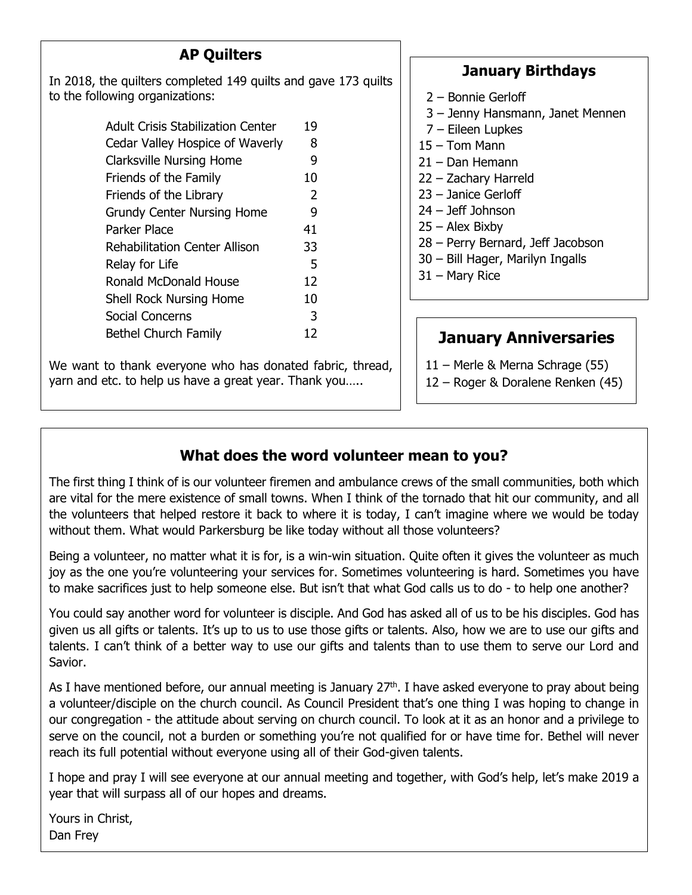## AP Quilters

In 2018, the quilters completed 149 quilts and gave 173 quilts to the following organizations:

| Organization | Quilts |
|---|---|
| Adult Crisis Stabilization Center | 19 |
| Cedar Valley Hospice of Waverly | 8 |
| Clarksville Nursing Home | 9 |
| Friends of the Family | 10 |
| Friends of the Library | 2 |
| Grundy Center Nursing Home | 9 |
| Parker Place | 41 |
| Rehabilitation Center Allison | 33 |
| Relay for Life | 5 |
| Ronald McDonald House | 12 |
| Shell Rock Nursing Home | 10 |
| Social Concerns | 3 |
| Bethel Church Family | 12 |

We want to thank everyone who has donated fabric, thread, yarn and etc. to help us have a great year. Thank you…..

## January Birthdays

2 – Bonnie Gerloff
3 – Jenny Hansmann, Janet Mennen
7 – Eileen Lupkes
15 – Tom Mann
21 – Dan Hemann
22 – Zachary Harreld
23 – Janice Gerloff
24 – Jeff Johnson
25 – Alex Bixby
28 – Perry Bernard, Jeff Jacobson
30 – Bill Hager, Marilyn Ingalls
31 – Mary Rice

## January Anniversaries

11 – Merle & Merna Schrage (55)
12 – Roger & Doralene Renken (45)

## What does the word volunteer mean to you?

The first thing I think of is our volunteer firemen and ambulance crews of the small communities, both which are vital for the mere existence of small towns. When I think of the tornado that hit our community, and all the volunteers that helped restore it back to where it is today, I can't imagine where we would be today without them. What would Parkersburg be like today without all those volunteers?

Being a volunteer, no matter what it is for, is a win-win situation. Quite often it gives the volunteer as much joy as the one you're volunteering your services for. Sometimes volunteering is hard. Sometimes you have to make sacrifices just to help someone else. But isn't that what God calls us to do - to help one another?

You could say another word for volunteer is disciple. And God has asked all of us to be his disciples. God has given us all gifts or talents. It's up to us to use those gifts or talents. Also, how we are to use our gifts and talents. I can't think of a better way to use our gifts and talents than to use them to serve our Lord and Savior.

As I have mentioned before, our annual meeting is January 27th. I have asked everyone to pray about being a volunteer/disciple on the church council. As Council President that's one thing I was hoping to change in our congregation - the attitude about serving on church council. To look at it as an honor and a privilege to serve on the council, not a burden or something you're not qualified for or have time for. Bethel will never reach its full potential without everyone using all of their God-given talents.

I hope and pray I will see everyone at our annual meeting and together, with God's help, let's make 2019 a year that will surpass all of our hopes and dreams.

Yours in Christ,
Dan Frey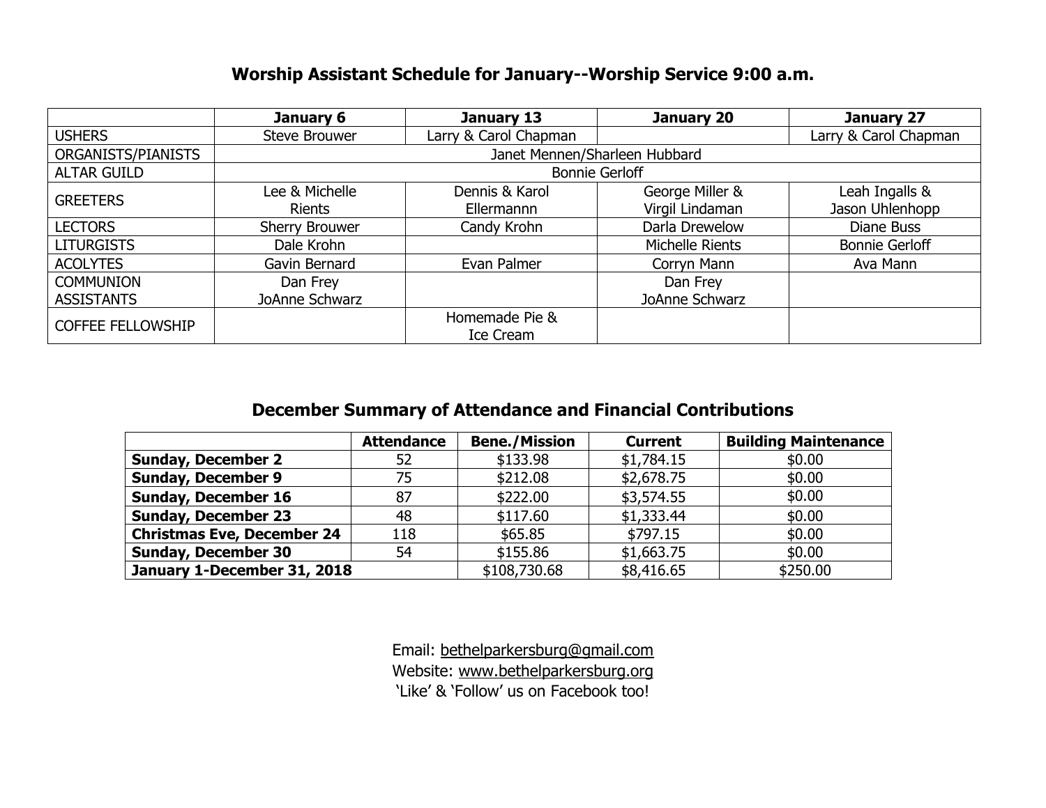## Worship Assistant Schedule for January--Worship Service 9:00 a.m.

| | January 6 | January 13 | January 20 | January 27 |
|---|---|---|---|---|
| USHERS | Steve Brouwer | Larry & Carol Chapman | | Larry & Carol Chapman |
| ORGANISTS/PIANISTS | Janet Mennen/Sharleen Hubbard | | | |
| ALTAR GUILD | Bonnie Gerloff | | | |
| GREETERS | Lee & Michelle Rients | Dennis & Karol Ellermannn | George Miller & Virgil Lindaman | Leah Ingalls & Jason Uhlenhopp |
| LECTORS | Sherry Brouwer | Candy Krohn | Darla Drewelow | Diane Buss |
| LITURGISTS | Dale Krohn | | Michelle Rients | Bonnie Gerloff |
| ACOLYTES | Gavin Bernard | Evan Palmer | Corryn Mann | Ava Mann |
| COMMUNION ASSISTANTS | Dan Frey JoAnne Schwarz | | Dan Frey JoAnne Schwarz | |
| COFFEE FELLOWSHIP | | Homemade Pie & Ice Cream | | |

## December Summary of Attendance and Financial Contributions

| | Attendance | Bene./Mission | Current | Building Maintenance |
|---|---|---|---|---|
| **Sunday, December 2** | 52 | $133.98 | $1,784.15 | $0.00 |
| **Sunday, December 9** | 75 | $212.08 | $2,678.75 | $0.00 |
| **Sunday, December 16** | 87 | $222.00 | $3,574.55 | $0.00 |
| **Sunday, December 23** | 48 | $117.60 | $1,333.44 | $0.00 |
| **Christmas Eve, December 24** | 118 | $65.85 | $797.15 | $0.00 |
| **Sunday, December 30** | 54 | $155.86 | $1,663.75 | $0.00 |
| **January 1-December 31, 2018** | | $108,730.68 | $8,416.65 | $250.00 |

Email: bethelparkersburg@gmail.com
Website: www.bethelparkersburg.org
'Like' & 'Follow' us on Facebook too!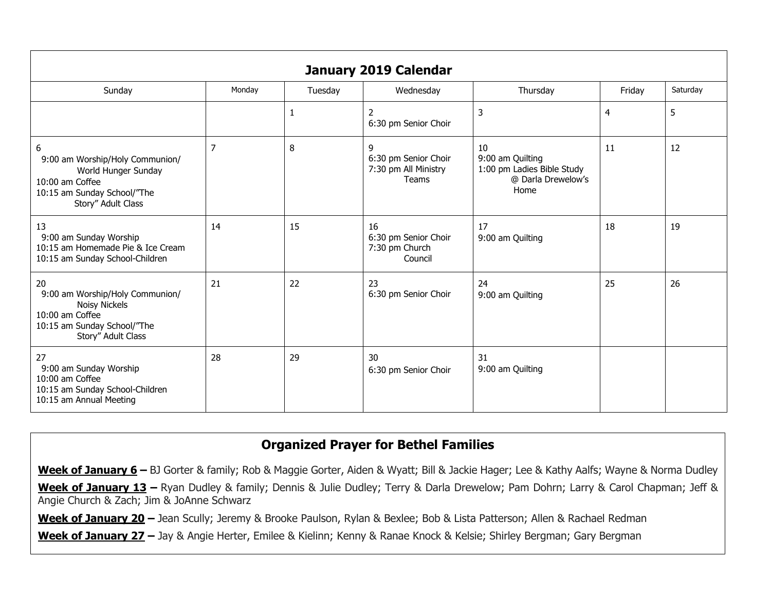## January 2019 Calendar

| Sunday | Monday | Tuesday | Wednesday | Thursday | Friday | Saturday |
| --- | --- | --- | --- | --- | --- | --- |
| | | 1 | 2<br>6:30 pm Senior Choir | 3 | 4 | 5 |
| 6<br>9:00 am Worship/Holy Communion/ World Hunger Sunday<br>10:00 am Coffee<br>10:15 am Sunday School/"The Story" Adult Class | 7 | 8 | 9<br>6:30 pm Senior Choir<br>7:30 pm All Ministry Teams | 10<br>9:00 am Quilting<br>1:00 pm Ladies Bible Study @ Darla Drewelow's Home | 11 | 12 |
| 13<br>9:00 am Sunday Worship<br>10:15 am Homemade Pie & Ice Cream<br>10:15 am Sunday School-Children | 14 | 15 | 16<br>6:30 pm Senior Choir<br>7:30 pm Church Council | 17<br>9:00 am Quilting | 18 | 19 |
| 20<br>9:00 am Worship/Holy Communion/ Noisy Nickels<br>10:00 am Coffee<br>10:15 am Sunday School/"The Story" Adult Class | 21 | 22 | 23<br>6:30 pm Senior Choir | 24<br>9:00 am Quilting | 25 | 26 |
| 27<br>9:00 am Sunday Worship<br>10:00 am Coffee<br>10:15 am Sunday School-Children<br>10:15 am Annual Meeting | 28 | 29 | 30<br>6:30 pm Senior Choir | 31<br>9:00 am Quilting | | |

## Organized Prayer for Bethel Families

**Week of January 6 –** BJ Gorter & family; Rob & Maggie Gorter, Aiden & Wyatt; Bill & Jackie Hager; Lee & Kathy Aalfs; Wayne & Norma Dudley

**Week of January 13 –** Ryan Dudley & family; Dennis & Julie Dudley; Terry & Darla Drewelow; Pam Dohrn; Larry & Carol Chapman; Jeff & Angie Church & Zach; Jim & JoAnne Schwarz

**Week of January 20 –** Jean Scully; Jeremy & Brooke Paulson, Rylan & Bexlee; Bob & Lista Patterson; Allen & Rachael Redman

**Week of January 27 –** Jay & Angie Herter, Emilee & Kielinn; Kenny & Ranae Knock & Kelsie; Shirley Bergman; Gary Bergman